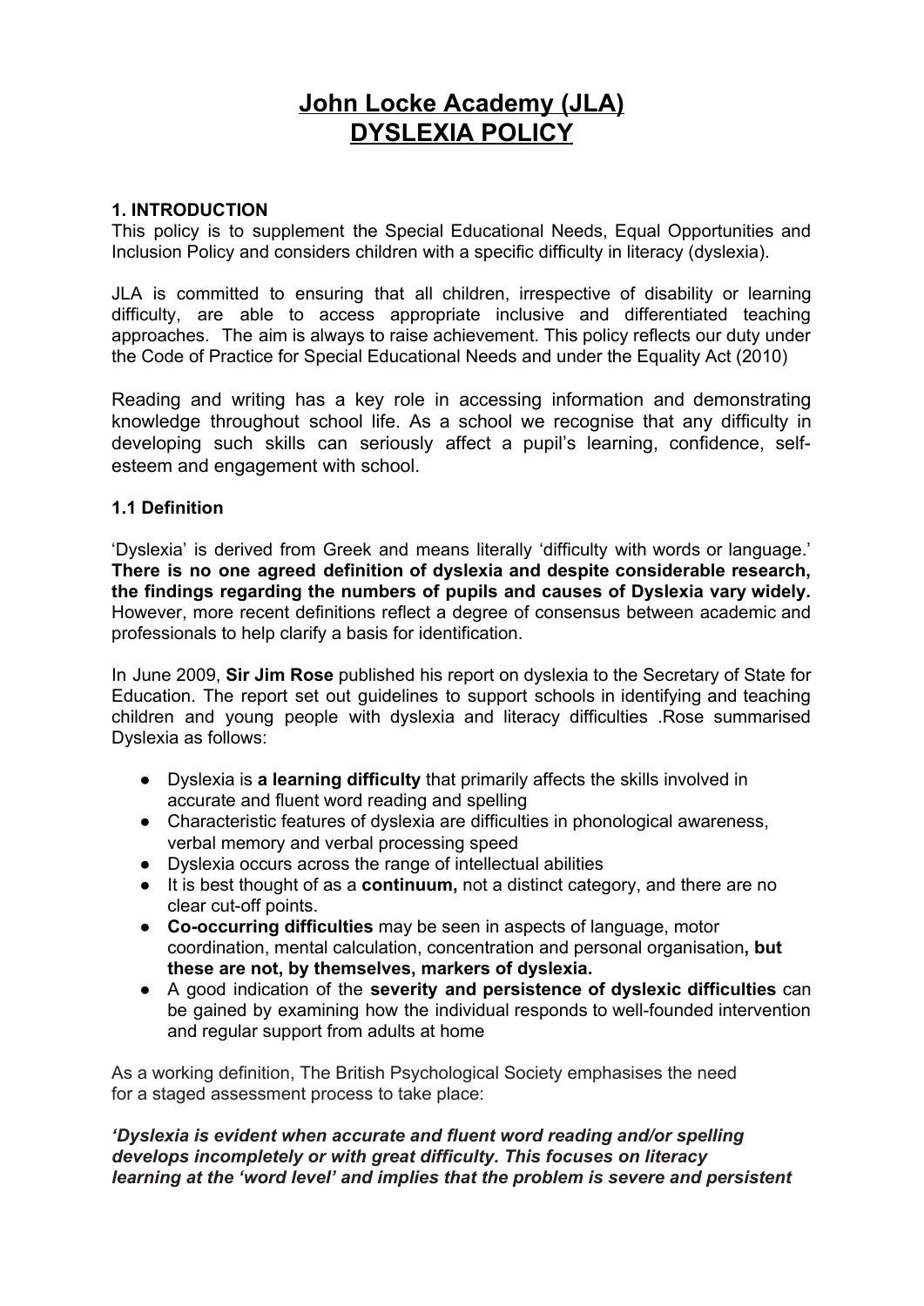# John Locke Academy (JLA)
# DYSLEXIA POLICY

### 1. INTRODUCTION

This policy is to supplement the Special Educational Needs, Equal Opportunities and Inclusion Policy and considers children with a specific difficulty in literacy (dyslexia).

JLA is committed to ensuring that all children, irrespective of disability or learning difficulty, are able to access appropriate inclusive and differentiated teaching approaches. The aim is always to raise achievement. This policy reflects our duty under the Code of Practice for Special Educational Needs and under the Equality Act (2010)

Reading and writing has a key role in accessing information and demonstrating knowledge throughout school life. As a school we recognise that any difficulty in developing such skills can seriously affect a pupil's learning, confidence, self-esteem and engagement with school.

### 1.1 Definition

'Dyslexia' is derived from Greek and means literally 'difficulty with words or language.' **There is no one agreed definition of dyslexia and despite considerable research, the findings regarding the numbers of pupils and causes of Dyslexia vary widely.** However, more recent definitions reflect a degree of consensus between academic and professionals to help clarify a basis for identification.

In June 2009, **Sir Jim Rose** published his report on dyslexia to the Secretary of State for Education. The report set out guidelines to support schools in identifying and teaching children and young people with dyslexia and literacy difficulties .Rose summarised Dyslexia as follows:

- Dyslexia is **a learning difficulty** that primarily affects the skills involved in accurate and fluent word reading and spelling
- Characteristic features of dyslexia are difficulties in phonological awareness, verbal memory and verbal processing speed
- Dyslexia occurs across the range of intellectual abilities
- It is best thought of as a **continuum,** not a distinct category, and there are no clear cut-off points.
- **Co-occurring difficulties** may be seen in aspects of language, motor coordination, mental calculation, concentration and personal organisation**, but these are not, by themselves, markers of dyslexia.**
- A good indication of the **severity and persistence of dyslexic difficulties** can be gained by examining how the individual responds to well-founded intervention and regular support from adults at home

As a working definition, The British Psychological Society emphasises the need for a staged assessment process to take place:

***'Dyslexia is evident when accurate and fluent word reading and/or spelling develops incompletely or with great difficulty. This focuses on literacy learning at the 'word level' and implies that the problem is severe and persistent***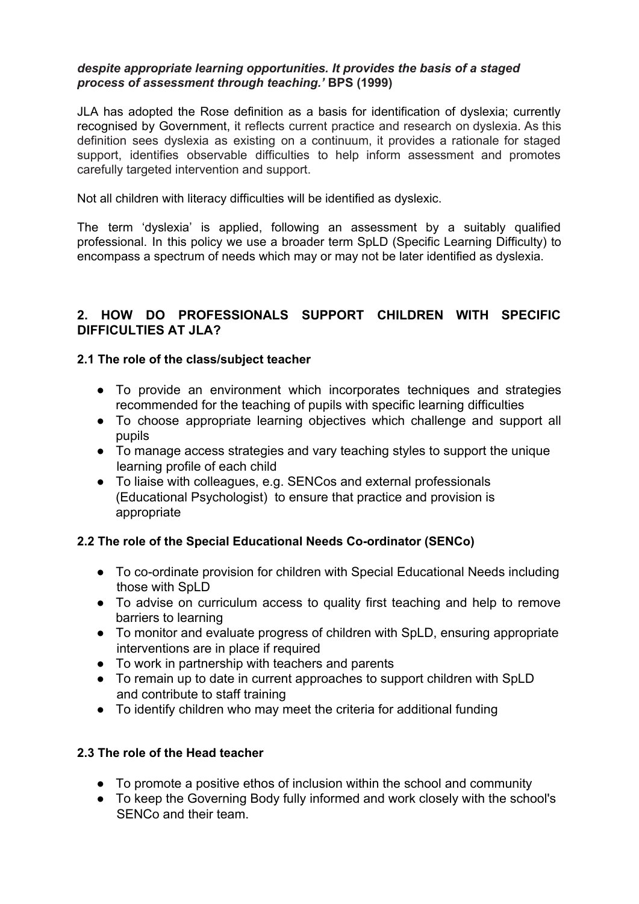***despite appropriate learning opportunities. It provides the basis of a staged process of assessment through teaching.'*** **BPS (1999)**

JLA has adopted the Rose definition as a basis for identification of dyslexia; currently recognised by Government, it reflects current practice and research on dyslexia. As this definition sees dyslexia as existing on a continuum, it provides a rationale for staged support, identifies observable difficulties to help inform assessment and promotes carefully targeted intervention and support.

Not all children with literacy difficulties will be identified as dyslexic.

The term 'dyslexia' is applied, following an assessment by a suitably qualified professional. In this policy we use a broader term SpLD (Specific Learning Difficulty) to encompass a spectrum of needs which may or may not be later identified as dyslexia.

## 2. HOW DO PROFESSIONALS SUPPORT CHILDREN WITH SPECIFIC DIFFICULTIES AT JLA?

### 2.1 The role of the class/subject teacher

- To provide an environment which incorporates techniques and strategies recommended for the teaching of pupils with specific learning difficulties
- To choose appropriate learning objectives which challenge and support all pupils
- To manage access strategies and vary teaching styles to support the unique learning profile of each child
- To liaise with colleagues, e.g. SENCos and external professionals (Educational Psychologist) to ensure that practice and provision is appropriate

### 2.2 The role of the Special Educational Needs Co-ordinator (SENCo)

- To co-ordinate provision for children with Special Educational Needs including those with SpLD
- To advise on curriculum access to quality first teaching and help to remove barriers to learning
- To monitor and evaluate progress of children with SpLD, ensuring appropriate interventions are in place if required
- To work in partnership with teachers and parents
- To remain up to date in current approaches to support children with SpLD and contribute to staff training
- To identify children who may meet the criteria for additional funding

### 2.3 The role of the Head teacher

- To promote a positive ethos of inclusion within the school and community
- To keep the Governing Body fully informed and work closely with the school's SENCo and their team.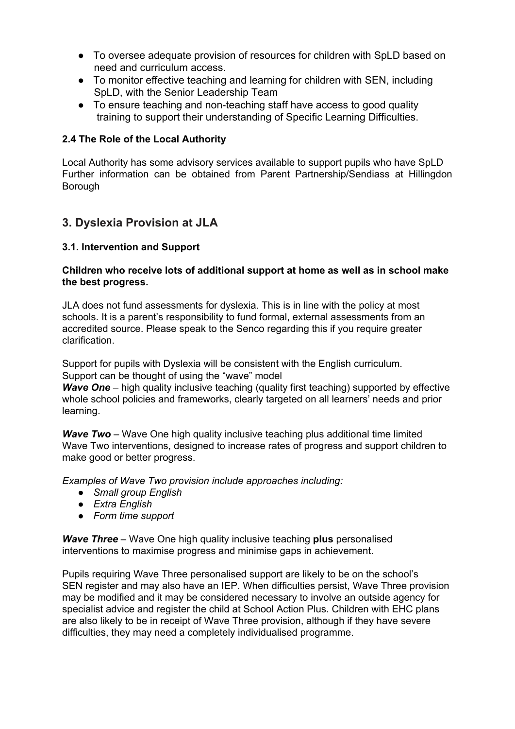- To oversee adequate provision of resources for children with SpLD based on need and curriculum access.
- To monitor effective teaching and learning for children with SEN, including SpLD, with the Senior Leadership Team
- To ensure teaching and non-teaching staff have access to good quality training to support their understanding of Specific Learning Difficulties.

### 2.4 The Role of the Local Authority

Local Authority has some advisory services available to support pupils who have SpLD Further information can be obtained from Parent Partnership/Sendiass at Hillingdon Borough

## 3. Dyslexia Provision at JLA

### 3.1. Intervention and Support

**Children who receive lots of additional support at home as well as in school make the best progress.**

JLA does not fund assessments for dyslexia. This is in line with the policy at most schools. It is a parent's responsibility to fund formal, external assessments from an accredited source. Please speak to the Senco regarding this if you require greater clarification.

Support for pupils with Dyslexia will be consistent with the English curriculum.
Support can be thought of using the "wave" model

***Wave One*** – high quality inclusive teaching (quality first teaching) supported by effective whole school policies and frameworks, clearly targeted on all learners' needs and prior learning.

***Wave Two*** – Wave One high quality inclusive teaching plus additional time limited Wave Two interventions, designed to increase rates of progress and support children to make good or better progress.

*Examples of Wave Two provision include approaches including:*

- *Small group English*
- *Extra English*
- *Form time support*

***Wave Three*** – Wave One high quality inclusive teaching **plus** personalised interventions to maximise progress and minimise gaps in achievement.

Pupils requiring Wave Three personalised support are likely to be on the school's SEN register and may also have an IEP. When difficulties persist, Wave Three provision may be modified and it may be considered necessary to involve an outside agency for specialist advice and register the child at School Action Plus. Children with EHC plans are also likely to be in receipt of Wave Three provision, although if they have severe difficulties, they may need a completely individualised programme.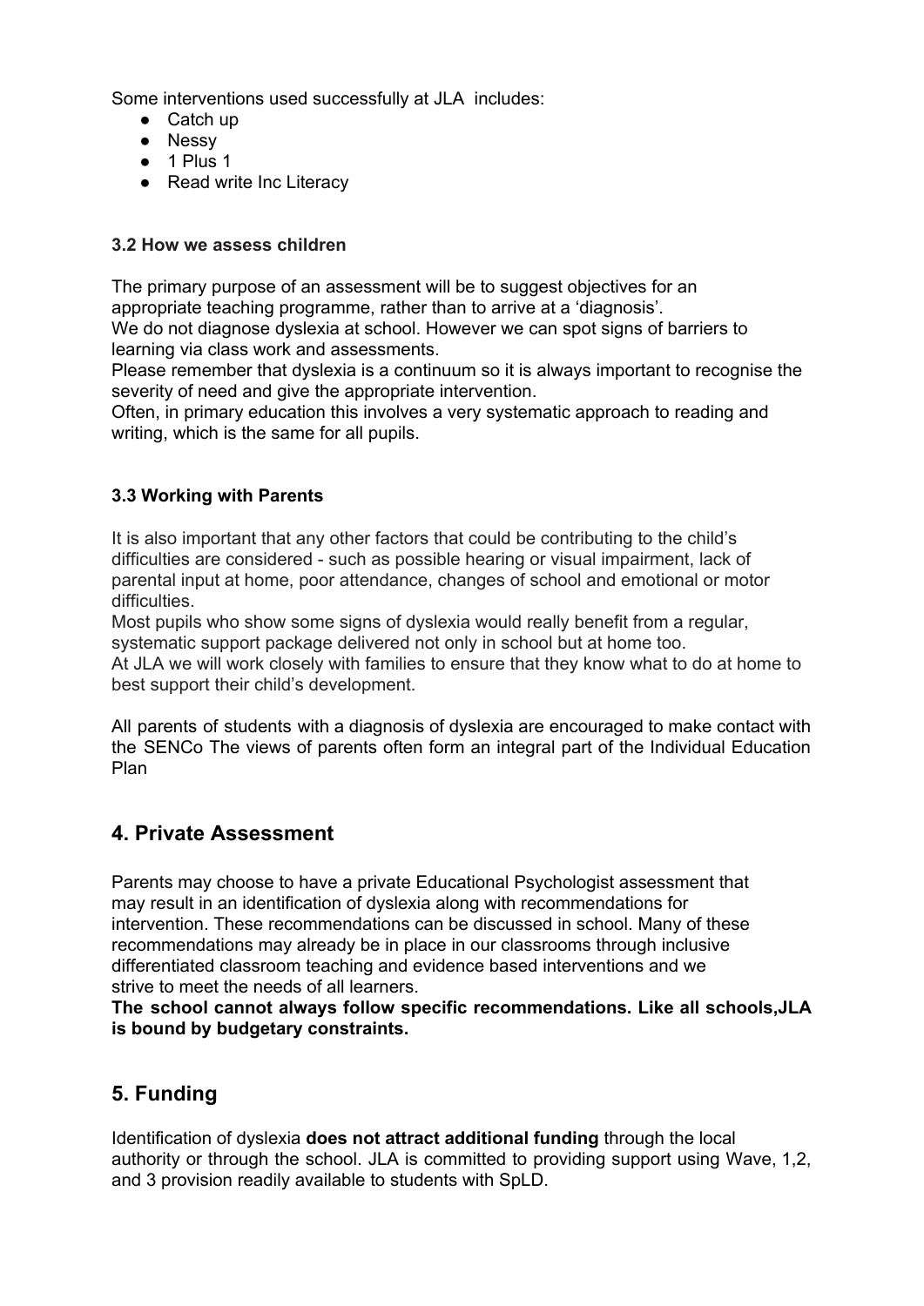Some interventions used successfully at JLA includes:

- Catch up
- Nessy
- 1 Plus 1
- Read write Inc Literacy

### 3.2 How we assess children

The primary purpose of an assessment will be to suggest objectives for an appropriate teaching programme, rather than to arrive at a 'diagnosis'.
We do not diagnose dyslexia at school. However we can spot signs of barriers to learning via class work and assessments.
Please remember that dyslexia is a continuum so it is always important to recognise the severity of need and give the appropriate intervention.
Often, in primary education this involves a very systematic approach to reading and writing, which is the same for all pupils.

### 3.3 Working with Parents

It is also important that any other factors that could be contributing to the child's difficulties are considered - such as possible hearing or visual impairment, lack of parental input at home, poor attendance, changes of school and emotional or motor difficulties.
Most pupils who show some signs of dyslexia would really benefit from a regular, systematic support package delivered not only in school but at home too.
At JLA we will work closely with families to ensure that they know what to do at home to best support their child's development.

All parents of students with a diagnosis of dyslexia are encouraged to make contact with the SENCo The views of parents often form an integral part of the Individual Education Plan

## 4. Private Assessment

Parents may choose to have a private Educational Psychologist assessment that may result in an identification of dyslexia along with recommendations for intervention. These recommendations can be discussed in school. Many of these recommendations may already be in place in our classrooms through inclusive differentiated classroom teaching and evidence based interventions and we strive to meet the needs of all learners.
**The school cannot always follow specific recommendations. Like all schools,JLA is bound by budgetary constraints.**

## 5. Funding

Identification of dyslexia **does not attract additional funding** through the local authority or through the school. JLA is committed to providing support using Wave, 1,2, and 3 provision readily available to students with SpLD.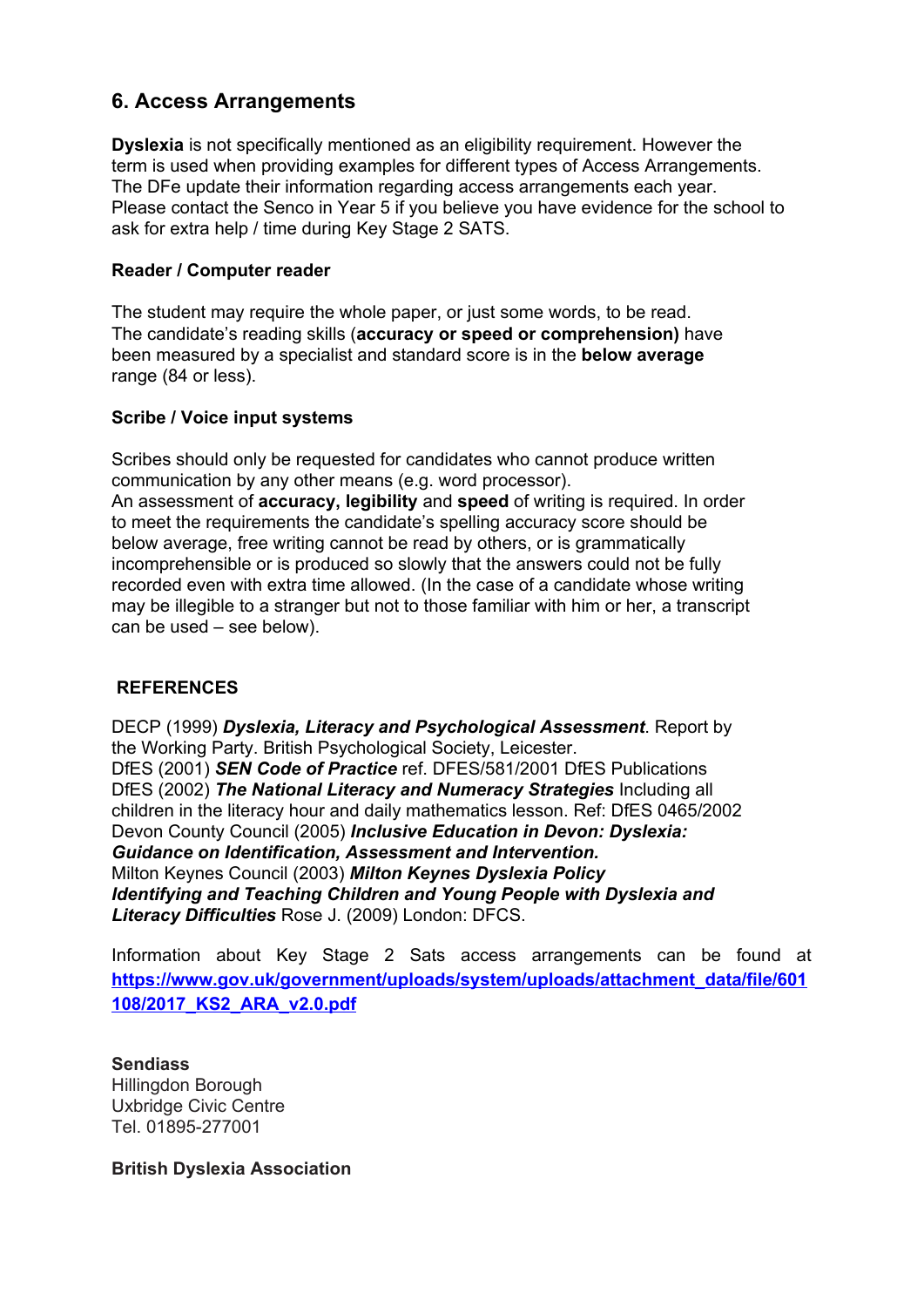## 6. Access Arrangements

**Dyslexia** is not specifically mentioned as an eligibility requirement. However the term is used when providing examples for different types of Access Arrangements. The DFe update their information regarding access arrangements each year. Please contact the Senco in Year 5 if you believe you have evidence for the school to ask for extra help / time during Key Stage 2 SATS.

**Reader / Computer reader**

The student may require the whole paper, or just some words, to be read. The candidate's reading skills (**accuracy or speed or comprehension)** have been measured by a specialist and standard score is in the **below average** range (84 or less).

**Scribe / Voice input systems**

Scribes should only be requested for candidates who cannot produce written communication by any other means (e.g. word processor).
An assessment of **accuracy, legibility** and **speed** of writing is required. In order to meet the requirements the candidate's spelling accuracy score should be below average, free writing cannot be read by others, or is grammatically incomprehensible or is produced so slowly that the answers could not be fully recorded even with extra time allowed. (In the case of a candidate whose writing may be illegible to a stranger but not to those familiar with him or her, a transcript can be used – see below).

**REFERENCES**

DECP (1999) ***Dyslexia, Literacy and Psychological Assessment***. Report by the Working Party. British Psychological Society, Leicester.
DfES (2001) ***SEN Code of Practice*** ref. DFES/581/2001 DfES Publications
DfES (2002) ***The National Literacy and Numeracy Strategies*** Including all children in the literacy hour and daily mathematics lesson. Ref: DfES 0465/2002
Devon County Council (2005) ***Inclusive Education in Devon: Dyslexia: Guidance on Identification, Assessment and Intervention.***
Milton Keynes Council (2003) ***Milton Keynes Dyslexia Policy***
***Identifying and Teaching Children and Young People with Dyslexia and Literacy Difficulties*** Rose J. (2009) London: DFCS.

Information about Key Stage 2 Sats access arrangements can be found at **https://www.gov.uk/government/uploads/system/uploads/attachment_data/file/601108/2017_KS2_ARA_v2.0.pdf**

**Sendiass**
Hillingdon Borough
Uxbridge Civic Centre
Tel. 01895-277001

**British Dyslexia Association**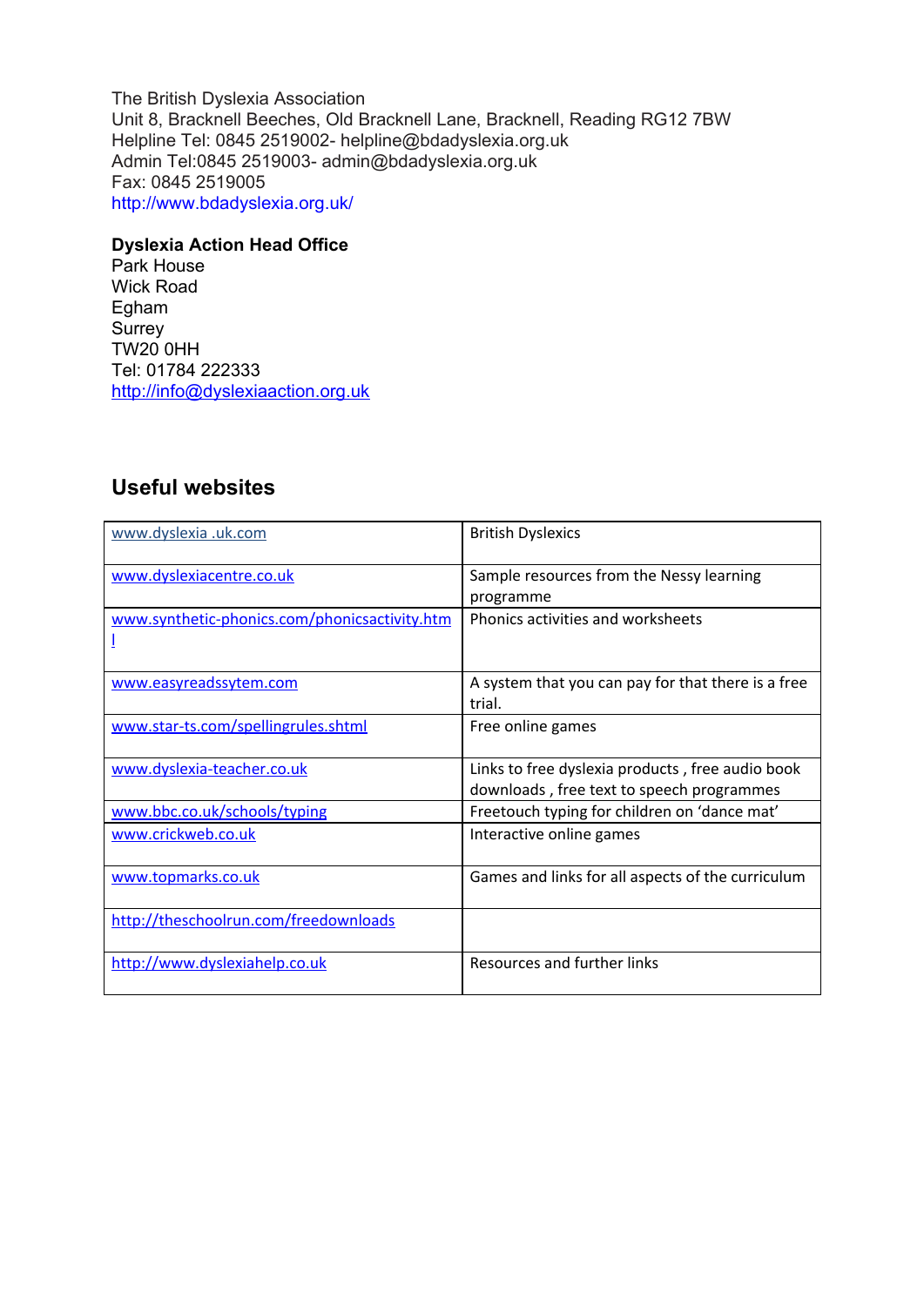The British Dyslexia Association
Unit 8, Bracknell Beeches, Old Bracknell Lane, Bracknell, Reading RG12 7BW
Helpline Tel: 0845 2519002- helpline@bdadyslexia.org.uk
Admin Tel:0845 2519003- admin@bdadyslexia.org.uk
Fax: 0845 2519005
http://www.bdadyslexia.org.uk/

**Dyslexia Action Head Office**
Park House
Wick Road
Egham
Surrey
TW20 0HH
Tel: 01784 222333
http://info@dyslexiaaction.org.uk

## Useful websites

| | |
|---|---|
| www.dyslexia .uk.com | British Dyslexics |
| www.dyslexiacentre.co.uk | Sample resources from the Nessy learning programme |
| www.synthetic-phonics.com/phonicsactivity.html | Phonics activities and worksheets |
| www.easyreadssytem.com | A system that you can pay for that there is a free trial. |
| www.star-ts.com/spellingrules.shtml | Free online games |
| www.dyslexia-teacher.co.uk | Links to free dyslexia products , free audio book downloads , free text to speech programmes |
| www.bbc.co.uk/schools/typing | Freetouch typing for children on 'dance mat' |
| www.crickweb.co.uk | Interactive online games |
| www.topmarks.co.uk | Games and links for all aspects of the curriculum |
| http://theschoolrun.com/freedownloads | |
| http://www.dyslexiahelp.co.uk | Resources and further links |